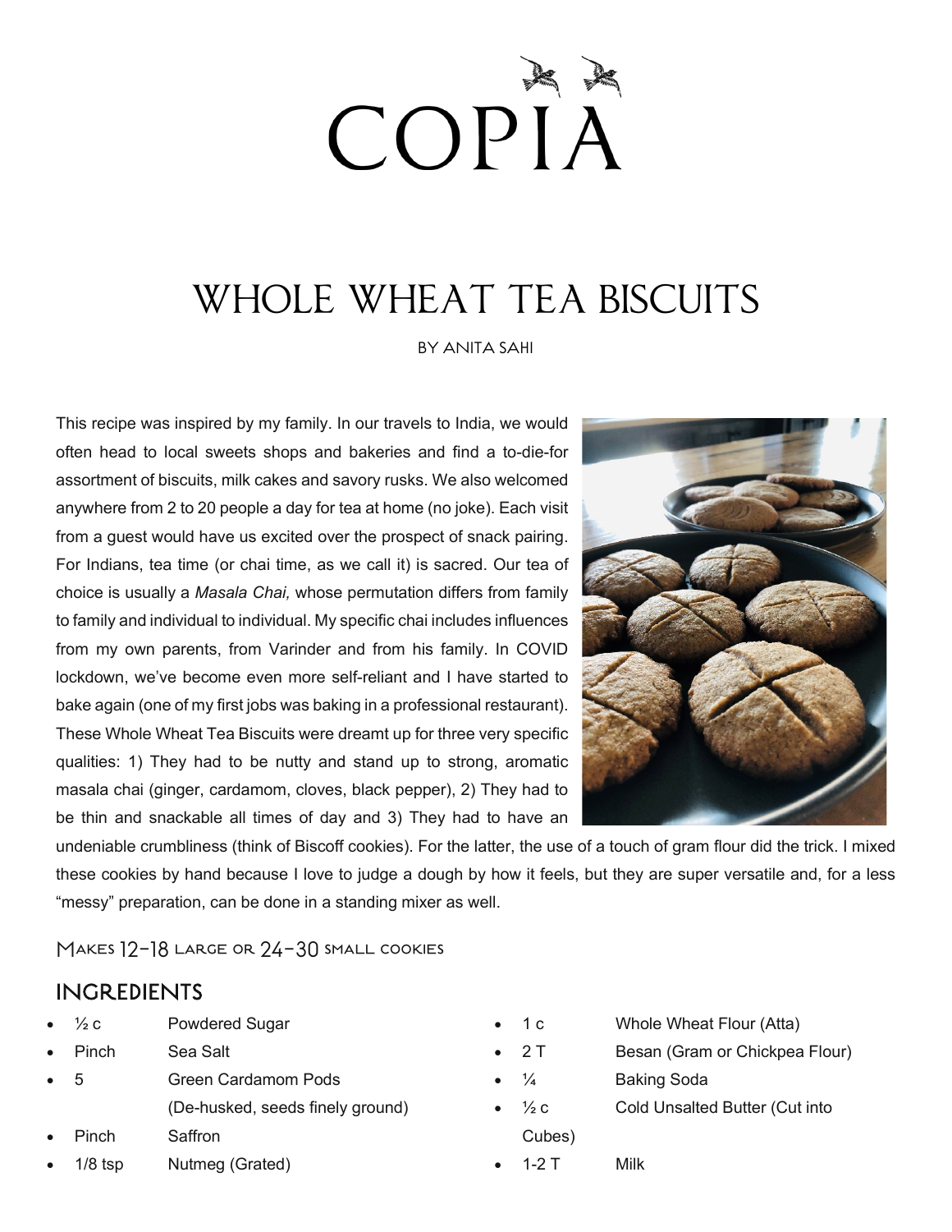# COPIA

## WHOLE WHEAT TEA BISCUITS

BY ANITA SAHI

This recipe was inspired by my family. In our travels to India, we would often head to local sweets shops and bakeries and find a to-die-for assortment of biscuits, milk cakes and savory rusks. We also welcomed anywhere from 2 to 20 people a day for tea at home (no joke). Each visit from a guest would have us excited over the prospect of snack pairing. For Indians, tea time (or chai time, as we call it) is sacred. Our tea of choice is usually a *Masala Chai,* whose permutation differs from family to family and individual to individual. My specific chai includes influences from my own parents, from Varinder and from his family. In COVID lockdown, we've become even more self-reliant and I have started to bake again (one of my first jobs was baking in a professional restaurant). These Whole Wheat Tea Biscuits were dreamt up for three very specific qualities: 1) They had to be nutty and stand up to strong, aromatic masala chai (ginger, cardamom, cloves, black pepper), 2) They had to be thin and snackable all times of day and 3) They had to have an undeniable crumbliness (think of Biscoff cookies). For the latter, the use of a touch of gram flour did the trick. I mixed these cookies by hand because I love to judge a dough by how it feels, but they are super versatile and, for a less "messy" preparation, can be done in a standing mixer as well.

MAKES 12-18 LARGE OR 24-30 SMALL COOKIES

### INGREDIENTS

- ½ c Powdered Sugar
- Pinch Sea Salt
- 5 Green Cardamom Pods (De-husked, seeds finely ground)
- Pinch Saffron
- 1/8 tsp Nutmeg (Grated)
- 1 c Whole Wheat Flour (Atta)
- 2 T Besan (Gram or Chickpea Flour)
- ¼ Baking Soda
- ½ c Cold Unsalted Butter (Cut into Cubes)
- 1-2 T Milk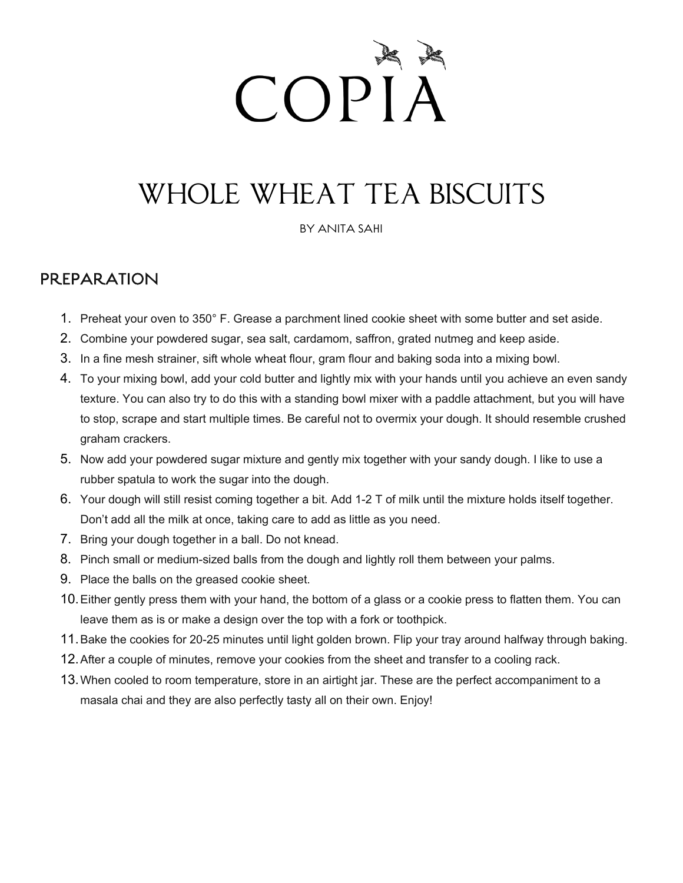# COPIA

# WHOLE WHEAT TEA BISCUITS

BY ANITA SAHI

## PREPARATION

1. Preheat your oven to 350° F. Grease a parchment lined cookie sheet with some butter and set aside.
2. Combine your powdered sugar, sea salt, cardamom, saffron, grated nutmeg and keep aside.
3. In a fine mesh strainer, sift whole wheat flour, gram flour and baking soda into a mixing bowl.
4. To your mixing bowl, add your cold butter and lightly mix with your hands until you achieve an even sandy texture. You can also try to do this with a standing bowl mixer with a paddle attachment, but you will have to stop, scrape and start multiple times. Be careful not to overmix your dough. It should resemble crushed graham crackers.
5. Now add your powdered sugar mixture and gently mix together with your sandy dough. I like to use a rubber spatula to work the sugar into the dough.
6. Your dough will still resist coming together a bit. Add 1-2 T of milk until the mixture holds itself together. Don't add all the milk at once, taking care to add as little as you need.
7. Bring your dough together in a ball. Do not knead.
8. Pinch small or medium-sized balls from the dough and lightly roll them between your palms.
9. Place the balls on the greased cookie sheet.
10. Either gently press them with your hand, the bottom of a glass or a cookie press to flatten them. You can leave them as is or make a design over the top with a fork or toothpick.
11. Bake the cookies for 20-25 minutes until light golden brown. Flip your tray around halfway through baking.
12. After a couple of minutes, remove your cookies from the sheet and transfer to a cooling rack.
13. When cooled to room temperature, store in an airtight jar. These are the perfect accompaniment to a masala chai and they are also perfectly tasty all on their own. Enjoy!